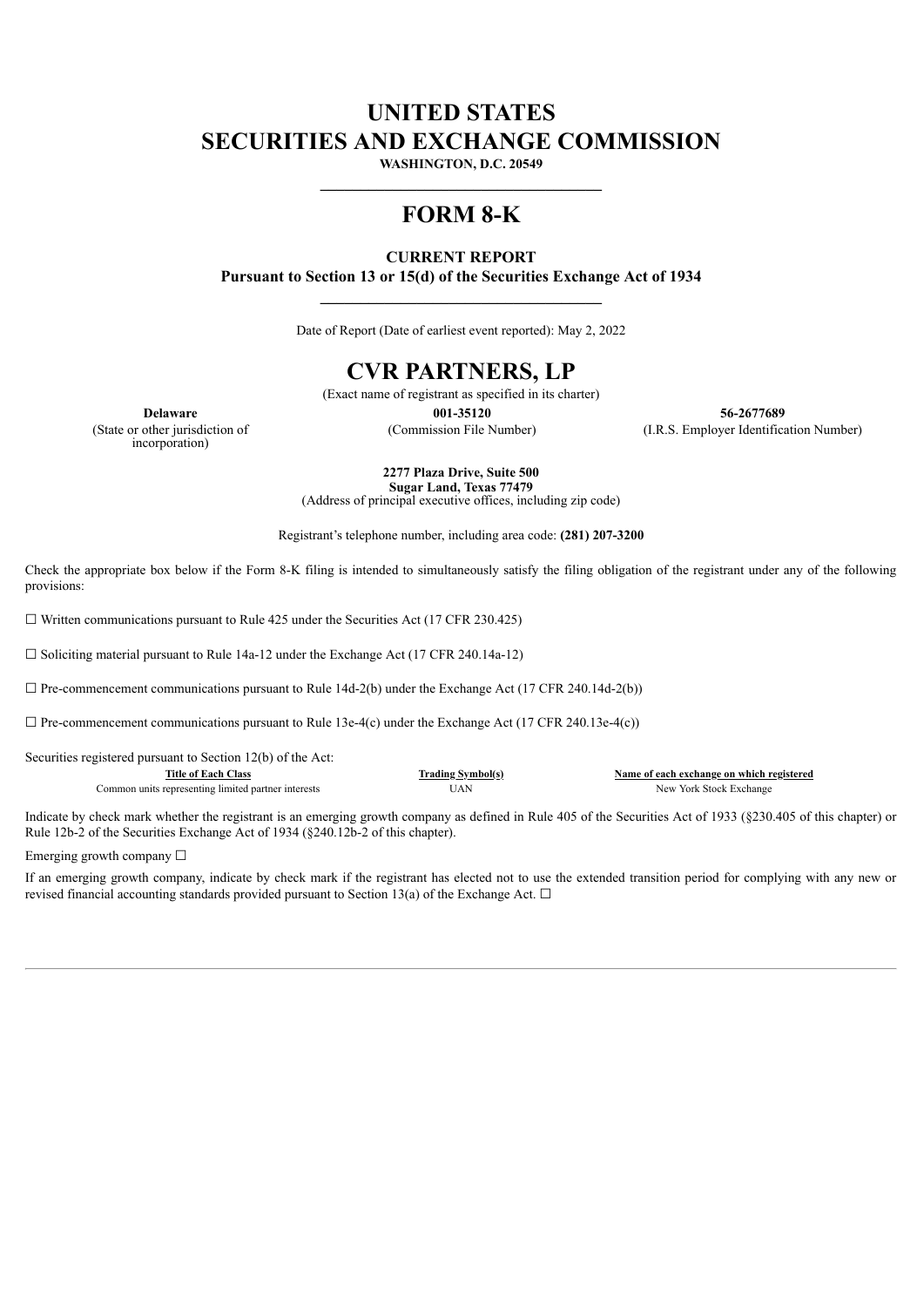# UNITED STATES
# SECURITIES AND EXCHANGE COMMISSION

**WASHINGTON, D.C. 20549**

---

# FORM 8-K

**CURRENT REPORT**
**Pursuant to Section 13 or 15(d) of the Securities Exchange Act of 1934**

---

Date of Report (Date of earliest event reported): May 2, 2022

# CVR PARTNERS, LP

(Exact name of registrant as specified in its charter)

| **Delaware** | **001-35120** | **56-2677689** |
|---|---|---|
| (State or other jurisdiction of incorporation) | (Commission File Number) | (I.R.S. Employer Identification Number) |

**2277 Plaza Drive, Suite 500**
**Sugar Land, Texas 77479**
(Address of principal executive offices, including zip code)

Registrant's telephone number, including area code: **(281) 207-3200**

Check the appropriate box below if the Form 8-K filing is intended to simultaneously satisfy the filing obligation of the registrant under any of the following provisions:

☐ Written communications pursuant to Rule 425 under the Securities Act (17 CFR 230.425)

☐ Soliciting material pursuant to Rule 14a-12 under the Exchange Act (17 CFR 240.14a-12)

☐ Pre-commencement communications pursuant to Rule 14d-2(b) under the Exchange Act (17 CFR 240.14d-2(b))

☐ Pre-commencement communications pursuant to Rule 13e-4(c) under the Exchange Act (17 CFR 240.13e-4(c))

Securities registered pursuant to Section 12(b) of the Act:

| Title of Each Class | Trading Symbol(s) | Name of each exchange on which registered |
|---|---|---|
| Common units representing limited partner interests | UAN | New York Stock Exchange |

Indicate by check mark whether the registrant is an emerging growth company as defined in Rule 405 of the Securities Act of 1933 (§230.405 of this chapter) or Rule 12b-2 of the Securities Exchange Act of 1934 (§240.12b-2 of this chapter).

Emerging growth company ☐

If an emerging growth company, indicate by check mark if the registrant has elected not to use the extended transition period for complying with any new or revised financial accounting standards provided pursuant to Section 13(a) of the Exchange Act. ☐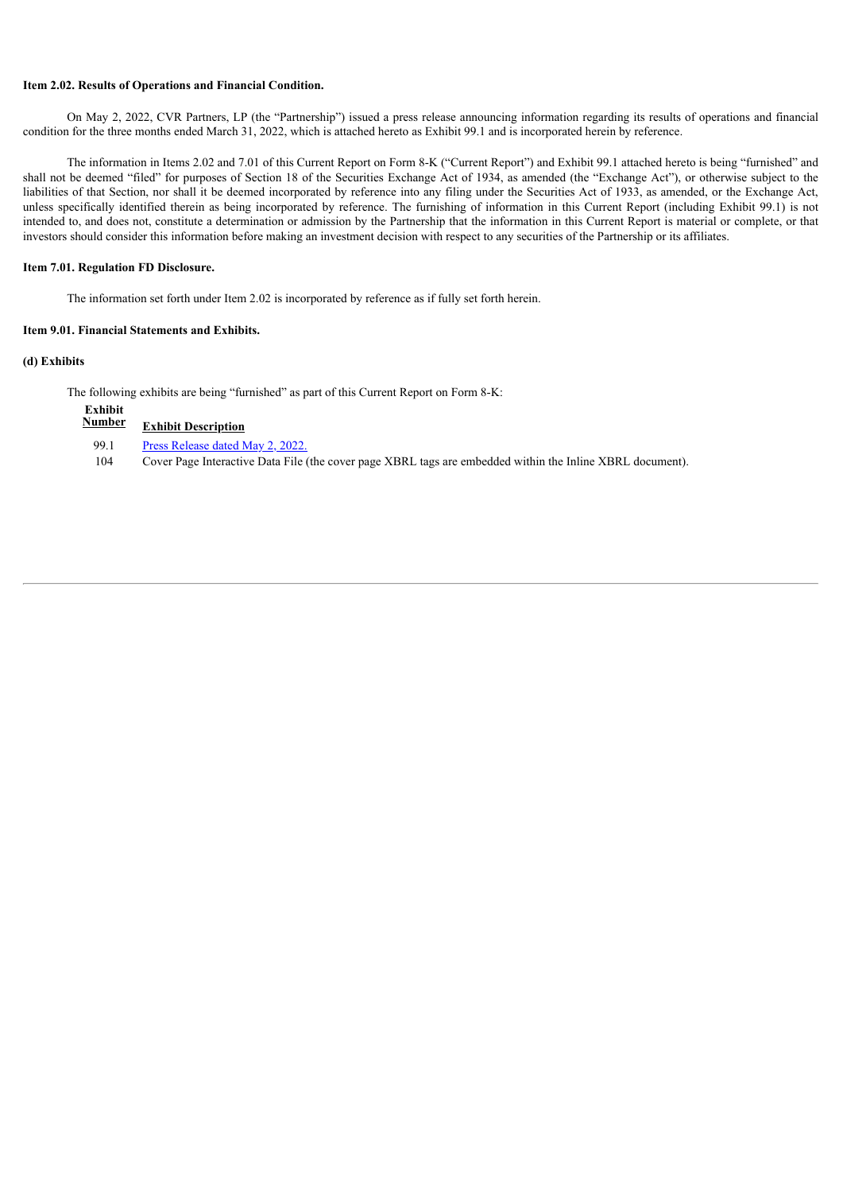**Item 2.02. Results of Operations and Financial Condition.**

On May 2, 2022, CVR Partners, LP (the "Partnership") issued a press release announcing information regarding its results of operations and financial condition for the three months ended March 31, 2022, which is attached hereto as Exhibit 99.1 and is incorporated herein by reference.

The information in Items 2.02 and 7.01 of this Current Report on Form 8-K ("Current Report") and Exhibit 99.1 attached hereto is being "furnished" and shall not be deemed "filed" for purposes of Section 18 of the Securities Exchange Act of 1934, as amended (the "Exchange Act"), or otherwise subject to the liabilities of that Section, nor shall it be deemed incorporated by reference into any filing under the Securities Act of 1933, as amended, or the Exchange Act, unless specifically identified therein as being incorporated by reference. The furnishing of information in this Current Report (including Exhibit 99.1) is not intended to, and does not, constitute a determination or admission by the Partnership that the information in this Current Report is material or complete, or that investors should consider this information before making an investment decision with respect to any securities of the Partnership or its affiliates.

**Item 7.01. Regulation FD Disclosure.**

The information set forth under Item 2.02 is incorporated by reference as if fully set forth herein.

**Item 9.01. Financial Statements and Exhibits.**

**(d) Exhibits**

The following exhibits are being "furnished" as part of this Current Report on Form 8-K:

| Exhibit Number | Exhibit Description |
|---|---|
| 99.1 | Press Release dated May 2, 2022. |
| 104 | Cover Page Interactive Data File (the cover page XBRL tags are embedded within the Inline XBRL document). |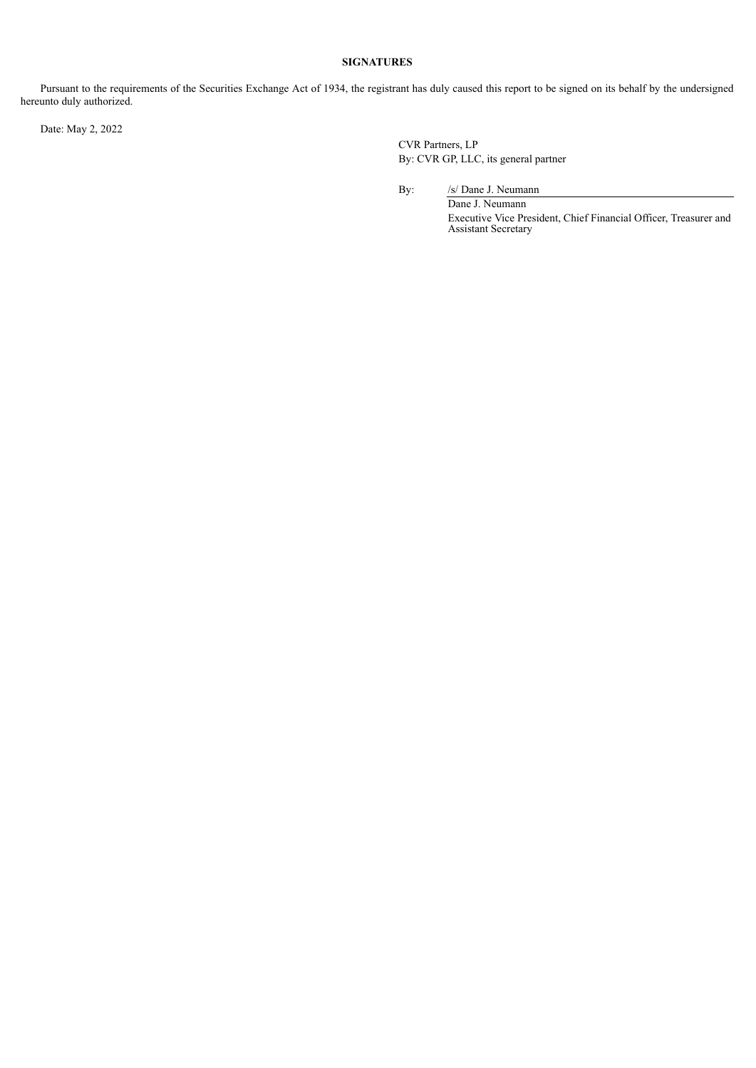**SIGNATURES**

Pursuant to the requirements of the Securities Exchange Act of 1934, the registrant has duly caused this report to be signed on its behalf by the undersigned hereunto duly authorized.

Date: May 2, 2022

CVR Partners, LP
By: CVR GP, LLC, its general partner

By: /s/ Dane J. Neumann
Dane J. Neumann
Executive Vice President, Chief Financial Officer, Treasurer and Assistant Secretary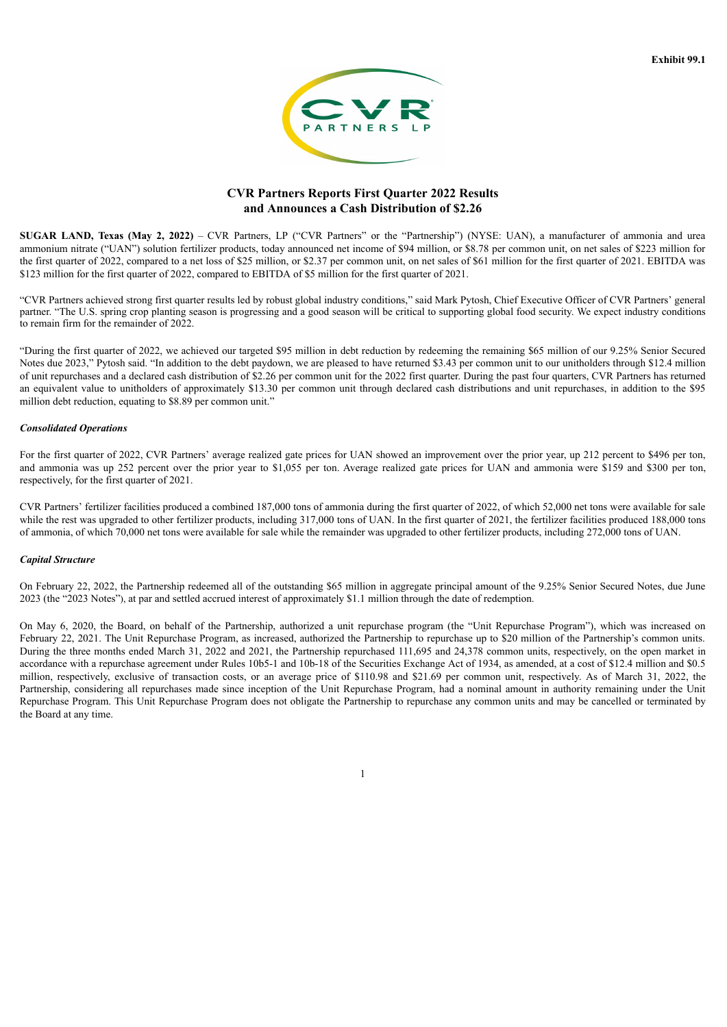**Exhibit 99.1**

# CVR Partners Reports First Quarter 2022 Results and Announces a Cash Distribution of $2.26

**SUGAR LAND, Texas (May 2, 2022)** – CVR Partners, LP ("CVR Partners" or the "Partnership") (NYSE: UAN), a manufacturer of ammonia and urea ammonium nitrate ("UAN") solution fertilizer products, today announced net income of $94 million, or $8.78 per common unit, on net sales of $223 million for the first quarter of 2022, compared to a net loss of $25 million, or $2.37 per common unit, on net sales of $61 million for the first quarter of 2021. EBITDA was $123 million for the first quarter of 2022, compared to EBITDA of $5 million for the first quarter of 2021.

"CVR Partners achieved strong first quarter results led by robust global industry conditions," said Mark Pytosh, Chief Executive Officer of CVR Partners' general partner. "The U.S. spring crop planting season is progressing and a good season will be critical to supporting global food security. We expect industry conditions to remain firm for the remainder of 2022.

"During the first quarter of 2022, we achieved our targeted $95 million in debt reduction by redeeming the remaining $65 million of our 9.25% Senior Secured Notes due 2023," Pytosh said. "In addition to the debt paydown, we are pleased to have returned $3.43 per common unit to our unitholders through $12.4 million of unit repurchases and a declared cash distribution of $2.26 per common unit for the 2022 first quarter. During the past four quarters, CVR Partners has returned an equivalent value to unitholders of approximately $13.30 per common unit through declared cash distributions and unit repurchases, in addition to the $95 million debt reduction, equating to $8.89 per common unit."

***Consolidated Operations***

For the first quarter of 2022, CVR Partners' average realized gate prices for UAN showed an improvement over the prior year, up 212 percent to $496 per ton, and ammonia was up 252 percent over the prior year to $1,055 per ton. Average realized gate prices for UAN and ammonia were $159 and $300 per ton, respectively, for the first quarter of 2021.

CVR Partners' fertilizer facilities produced a combined 187,000 tons of ammonia during the first quarter of 2022, of which 52,000 net tons were available for sale while the rest was upgraded to other fertilizer products, including 317,000 tons of UAN. In the first quarter of 2021, the fertilizer facilities produced 188,000 tons of ammonia, of which 70,000 net tons were available for sale while the remainder was upgraded to other fertilizer products, including 272,000 tons of UAN.

***Capital Structure***

On February 22, 2022, the Partnership redeemed all of the outstanding $65 million in aggregate principal amount of the 9.25% Senior Secured Notes, due June 2023 (the "2023 Notes"), at par and settled accrued interest of approximately $1.1 million through the date of redemption.

On May 6, 2020, the Board, on behalf of the Partnership, authorized a unit repurchase program (the "Unit Repurchase Program"), which was increased on February 22, 2021. The Unit Repurchase Program, as increased, authorized the Partnership to repurchase up to $20 million of the Partnership's common units. During the three months ended March 31, 2022 and 2021, the Partnership repurchased 111,695 and 24,378 common units, respectively, on the open market in accordance with a repurchase agreement under Rules 10b5-1 and 10b-18 of the Securities Exchange Act of 1934, as amended, at a cost of $12.4 million and $0.5 million, respectively, exclusive of transaction costs, or an average price of $110.98 and $21.69 per common unit, respectively. As of March 31, 2022, the Partnership, considering all repurchases made since inception of the Unit Repurchase Program, had a nominal amount in authority remaining under the Unit Repurchase Program. This Unit Repurchase Program does not obligate the Partnership to repurchase any common units and may be cancelled or terminated by the Board at any time.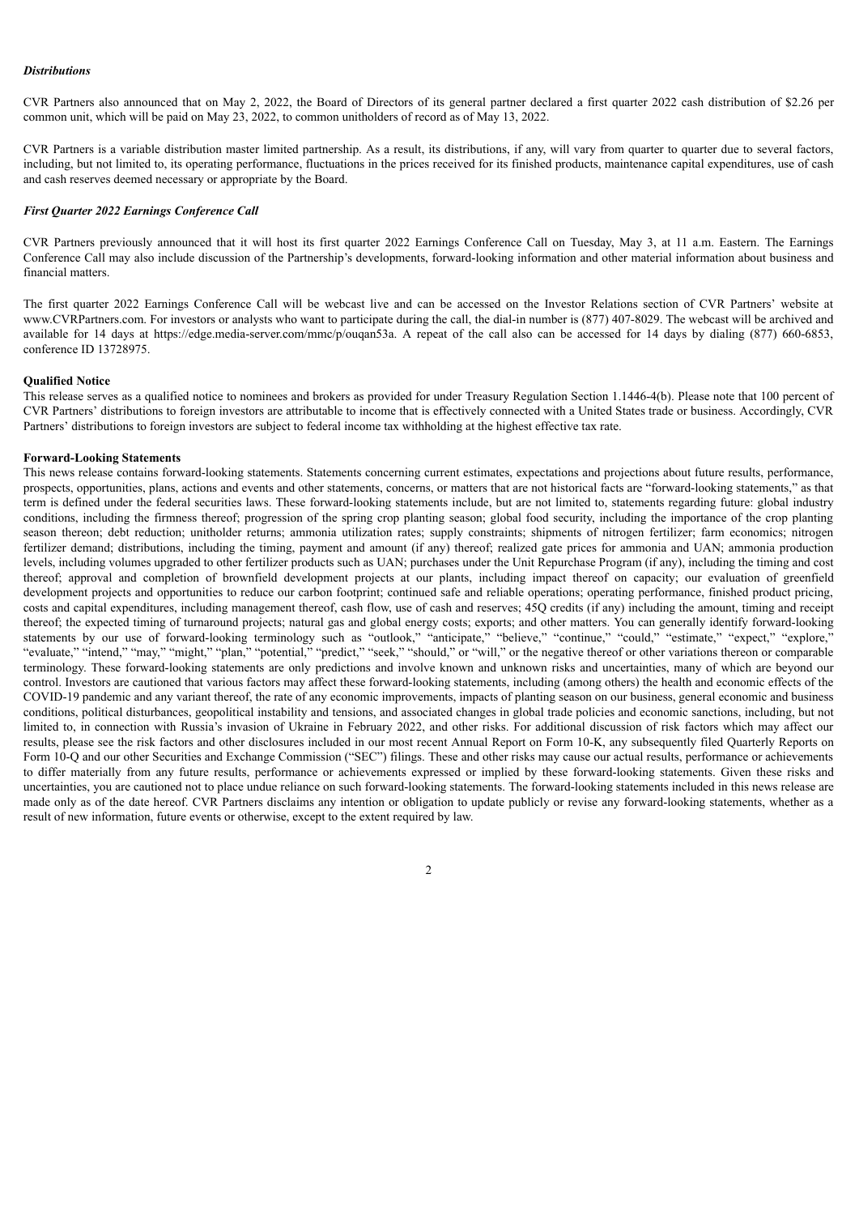***Distributions***

CVR Partners also announced that on May 2, 2022, the Board of Directors of its general partner declared a first quarter 2022 cash distribution of $2.26 per common unit, which will be paid on May 23, 2022, to common unitholders of record as of May 13, 2022.

CVR Partners is a variable distribution master limited partnership. As a result, its distributions, if any, will vary from quarter to quarter due to several factors, including, but not limited to, its operating performance, fluctuations in the prices received for its finished products, maintenance capital expenditures, use of cash and cash reserves deemed necessary or appropriate by the Board.

***First Quarter 2022 Earnings Conference Call***

CVR Partners previously announced that it will host its first quarter 2022 Earnings Conference Call on Tuesday, May 3, at 11 a.m. Eastern. The Earnings Conference Call may also include discussion of the Partnership's developments, forward-looking information and other material information about business and financial matters.

The first quarter 2022 Earnings Conference Call will be webcast live and can be accessed on the Investor Relations section of CVR Partners' website at www.CVRPartners.com. For investors or analysts who want to participate during the call, the dial-in number is (877) 407-8029. The webcast will be archived and available for 14 days at https://edge.media-server.com/mmc/p/ouqan53a. A repeat of the call also can be accessed for 14 days by dialing (877) 660-6853, conference ID 13728975.

**Qualified Notice**

This release serves as a qualified notice to nominees and brokers as provided for under Treasury Regulation Section 1.1446-4(b). Please note that 100 percent of CVR Partners' distributions to foreign investors are attributable to income that is effectively connected with a United States trade or business. Accordingly, CVR Partners' distributions to foreign investors are subject to federal income tax withholding at the highest effective tax rate.

**Forward-Looking Statements**

This news release contains forward-looking statements. Statements concerning current estimates, expectations and projections about future results, performance, prospects, opportunities, plans, actions and events and other statements, concerns, or matters that are not historical facts are "forward-looking statements," as that term is defined under the federal securities laws. These forward-looking statements include, but are not limited to, statements regarding future: global industry conditions, including the firmness thereof; progression of the spring crop planting season; global food security, including the importance of the crop planting season thereon; debt reduction; unitholder returns; ammonia utilization rates; supply constraints; shipments of nitrogen fertilizer; farm economics; nitrogen fertilizer demand; distributions, including the timing, payment and amount (if any) thereof; realized gate prices for ammonia and UAN; ammonia production levels, including volumes upgraded to other fertilizer products such as UAN; purchases under the Unit Repurchase Program (if any), including the timing and cost thereof; approval and completion of brownfield development projects at our plants, including impact thereof on capacity; our evaluation of greenfield development projects and opportunities to reduce our carbon footprint; continued safe and reliable operations; operating performance, finished product pricing, costs and capital expenditures, including management thereof, cash flow, use of cash and reserves; 45Q credits (if any) including the amount, timing and receipt thereof; the expected timing of turnaround projects; natural gas and global energy costs; exports; and other matters. You can generally identify forward-looking statements by our use of forward-looking terminology such as "outlook," "anticipate," "believe," "continue," "could," "estimate," "expect," "explore," "evaluate," "intend," "may," "might," "plan," "potential," "predict," "seek," "should," or "will," or the negative thereof or other variations thereon or comparable terminology. These forward-looking statements are only predictions and involve known and unknown risks and uncertainties, many of which are beyond our control. Investors are cautioned that various factors may affect these forward-looking statements, including (among others) the health and economic effects of the COVID-19 pandemic and any variant thereof, the rate of any economic improvements, impacts of planting season on our business, general economic and business conditions, political disturbances, geopolitical instability and tensions, and associated changes in global trade policies and economic sanctions, including, but not limited to, in connection with Russia's invasion of Ukraine in February 2022, and other risks. For additional discussion of risk factors which may affect our results, please see the risk factors and other disclosures included in our most recent Annual Report on Form 10-K, any subsequently filed Quarterly Reports on Form 10-Q and our other Securities and Exchange Commission ("SEC") filings. These and other risks may cause our actual results, performance or achievements to differ materially from any future results, performance or achievements expressed or implied by these forward-looking statements. Given these risks and uncertainties, you are cautioned not to place undue reliance on such forward-looking statements. The forward-looking statements included in this news release are made only as of the date hereof. CVR Partners disclaims any intention or obligation to update publicly or revise any forward-looking statements, whether as a result of new information, future events or otherwise, except to the extent required by law.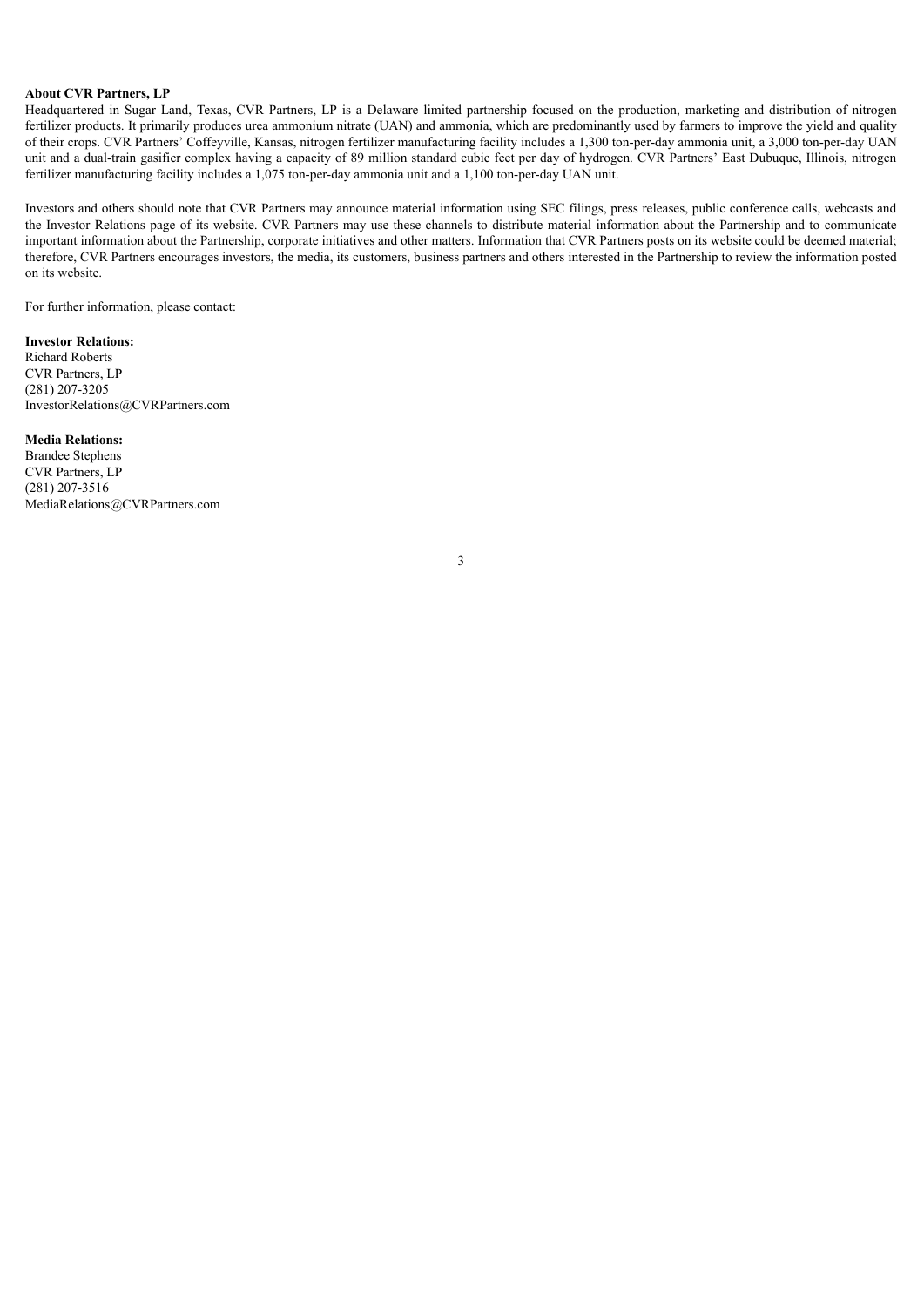**About CVR Partners, LP**

Headquartered in Sugar Land, Texas, CVR Partners, LP is a Delaware limited partnership focused on the production, marketing and distribution of nitrogen fertilizer products. It primarily produces urea ammonium nitrate (UAN) and ammonia, which are predominantly used by farmers to improve the yield and quality of their crops. CVR Partners' Coffeyville, Kansas, nitrogen fertilizer manufacturing facility includes a 1,300 ton-per-day ammonia unit, a 3,000 ton-per-day UAN unit and a dual-train gasifier complex having a capacity of 89 million standard cubic feet per day of hydrogen. CVR Partners' East Dubuque, Illinois, nitrogen fertilizer manufacturing facility includes a 1,075 ton-per-day ammonia unit and a 1,100 ton-per-day UAN unit.

Investors and others should note that CVR Partners may announce material information using SEC filings, press releases, public conference calls, webcasts and the Investor Relations page of its website. CVR Partners may use these channels to distribute material information about the Partnership and to communicate important information about the Partnership, corporate initiatives and other matters. Information that CVR Partners posts on its website could be deemed material; therefore, CVR Partners encourages investors, the media, its customers, business partners and others interested in the Partnership to review the information posted on its website.

For further information, please contact:

**Investor Relations:**
Richard Roberts
CVR Partners, LP
(281) 207-3205
InvestorRelations@CVRPartners.com

**Media Relations:**
Brandee Stephens
CVR Partners, LP
(281) 207-3516
MediaRelations@CVRPartners.com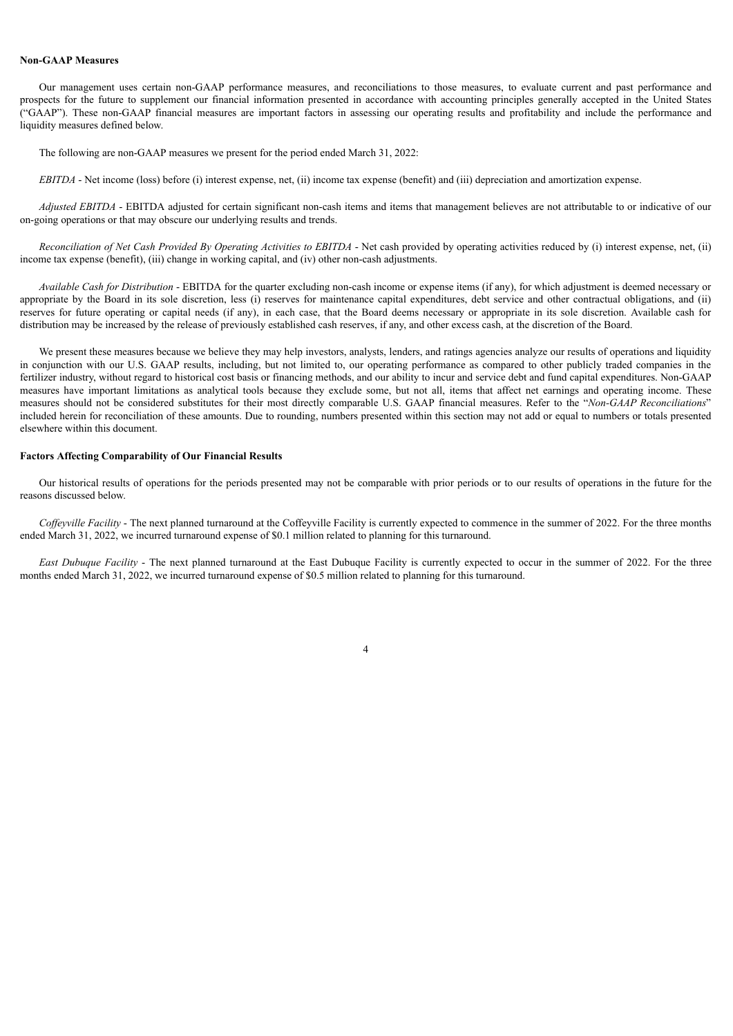**Non-GAAP Measures**

Our management uses certain non-GAAP performance measures, and reconciliations to those measures, to evaluate current and past performance and prospects for the future to supplement our financial information presented in accordance with accounting principles generally accepted in the United States ("GAAP"). These non-GAAP financial measures are important factors in assessing our operating results and profitability and include the performance and liquidity measures defined below.

The following are non-GAAP measures we present for the period ended March 31, 2022:

*EBITDA* - Net income (loss) before (i) interest expense, net, (ii) income tax expense (benefit) and (iii) depreciation and amortization expense.

*Adjusted EBITDA* - EBITDA adjusted for certain significant non-cash items and items that management believes are not attributable to or indicative of our on-going operations or that may obscure our underlying results and trends.

*Reconciliation of Net Cash Provided By Operating Activities to EBITDA* - Net cash provided by operating activities reduced by (i) interest expense, net, (ii) income tax expense (benefit), (iii) change in working capital, and (iv) other non-cash adjustments.

*Available Cash for Distribution* - EBITDA for the quarter excluding non-cash income or expense items (if any), for which adjustment is deemed necessary or appropriate by the Board in its sole discretion, less (i) reserves for maintenance capital expenditures, debt service and other contractual obligations, and (ii) reserves for future operating or capital needs (if any), in each case, that the Board deems necessary or appropriate in its sole discretion. Available cash for distribution may be increased by the release of previously established cash reserves, if any, and other excess cash, at the discretion of the Board.

We present these measures because we believe they may help investors, analysts, lenders, and ratings agencies analyze our results of operations and liquidity in conjunction with our U.S. GAAP results, including, but not limited to, our operating performance as compared to other publicly traded companies in the fertilizer industry, without regard to historical cost basis or financing methods, and our ability to incur and service debt and fund capital expenditures. Non-GAAP measures have important limitations as analytical tools because they exclude some, but not all, items that affect net earnings and operating income. These measures should not be considered substitutes for their most directly comparable U.S. GAAP financial measures. Refer to the "*Non-GAAP Reconciliations*" included herein for reconciliation of these amounts. Due to rounding, numbers presented within this section may not add or equal to numbers or totals presented elsewhere within this document.

**Factors Affecting Comparability of Our Financial Results**

Our historical results of operations for the periods presented may not be comparable with prior periods or to our results of operations in the future for the reasons discussed below.

*Coffeyville Facility* - The next planned turnaround at the Coffeyville Facility is currently expected to commence in the summer of 2022. For the three months ended March 31, 2022, we incurred turnaround expense of $0.1 million related to planning for this turnaround.

*East Dubuque Facility* - The next planned turnaround at the East Dubuque Facility is currently expected to occur in the summer of 2022. For the three months ended March 31, 2022, we incurred turnaround expense of $0.5 million related to planning for this turnaround.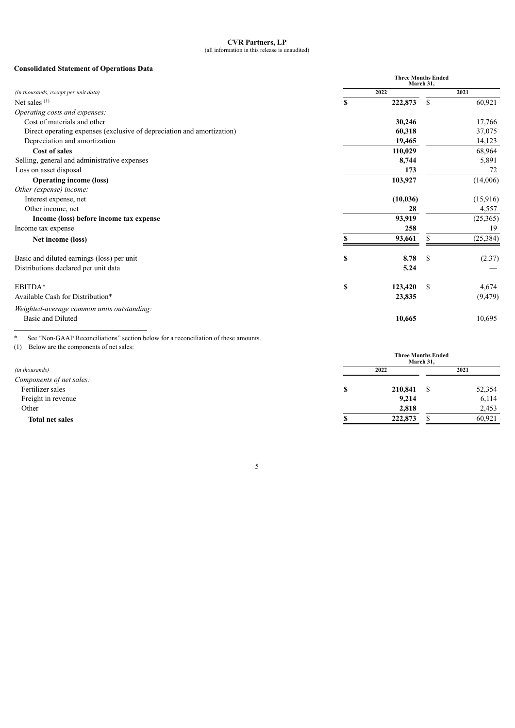**CVR Partners, LP**
(all information in this release is unaudited)

**Consolidated Statement of Operations Data**

| *(in thousands, except per unit data)* | Three Months Ended March 31, 2022 | Three Months Ended March 31, 2021 |
|---|---|---|
| Net sales (1) | **$ 222,873** | $ 60,921 |
| *Operating costs and expenses:* | | |
| Cost of materials and other | **30,246** | 17,766 |
| Direct operating expenses (exclusive of depreciation and amortization) | **60,318** | 37,075 |
| Depreciation and amortization | **19,465** | 14,123 |
| **Cost of sales** | **110,029** | 68,964 |
| Selling, general and administrative expenses | **8,744** | 5,891 |
| Loss on asset disposal | **173** | 72 |
| **Operating income (loss)** | **103,927** | (14,006) |
| *Other (expense) income:* | | |
| Interest expense, net | **(10,036)** | (15,916) |
| Other income, net | **28** | 4,557 |
| **Income (loss) before income tax expense** | **93,919** | (25,365) |
| Income tax expense | **258** | 19 |
| **Net income (loss)** | **$ 93,661** | $ (25,384) |
| | | |
| Basic and diluted earnings (loss) per unit | **$ 8.78** | $ (2.37) |
| Distributions declared per unit data | **5.24** | — |
| | | |
| EBITDA* | **$ 123,420** | $ 4,674 |
| Available Cash for Distribution* | **23,835** | (9,479) |
| *Weighted-average common units outstanding:* | | |
| Basic and Diluted | **10,665** | 10,695 |

\* See "Non-GAAP Reconciliations" section below for a reconciliation of these amounts.

(1) Below are the components of net sales:

| *(in thousands)* | Three Months Ended March 31, 2022 | Three Months Ended March 31, 2021 |
|---|---|---|
| *Components of net sales:* | | |
| Fertilizer sales | **$ 210,841** | $ 52,354 |
| Freight in revenue | **9,214** | 6,114 |
| Other | **2,818** | 2,453 |
| **Total net sales** | **$ 222,873** | $ 60,921 |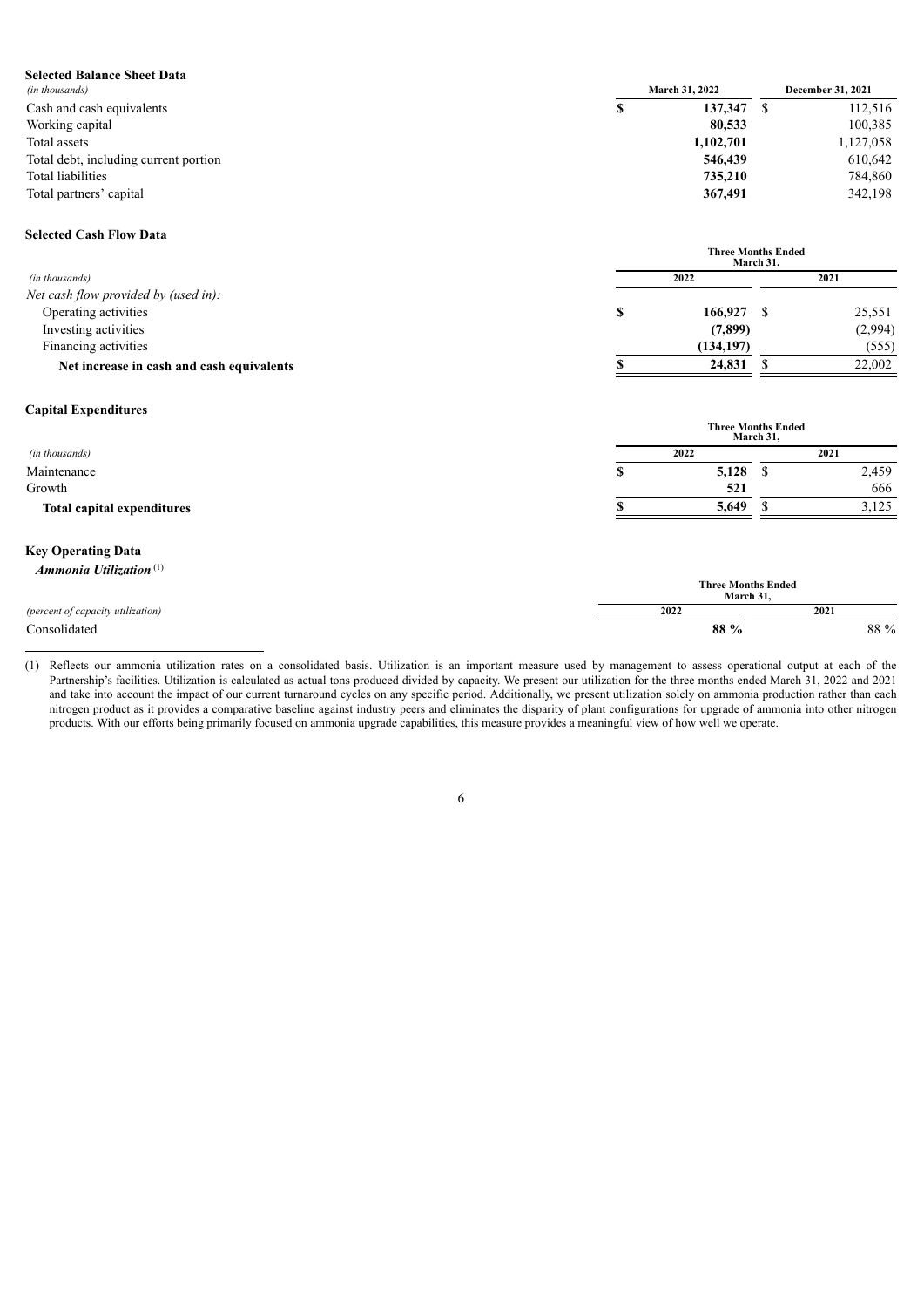**Selected Balance Sheet Data**

| *(in thousands)* | March 31, 2022 | December 31, 2021 |
|---|---|---|
| Cash and cash equivalents | **$ 137,347** | $ 112,516 |
| Working capital | **80,533** | 100,385 |
| Total assets | **1,102,701** | 1,127,058 |
| Total debt, including current portion | **546,439** | 610,642 |
| Total liabilities | **735,210** | 784,860 |
| Total partners' capital | **367,491** | 342,198 |

**Selected Cash Flow Data**

| | Three Months Ended March 31, | |
|---|---|---|
| *(in thousands)* | 2022 | 2021 |
| *Net cash flow provided by (used in):* | | |
| Operating activities | **$ 166,927** | $ 25,551 |
| Investing activities | **(7,899)** | (2,994) |
| Financing activities | **(134,197)** | (555) |
| **Net increase in cash and cash equivalents** | **$ 24,831** | $ 22,002 |

**Capital Expenditures**

| | Three Months Ended March 31, | |
|---|---|---|
| *(in thousands)* | 2022 | 2021 |
| Maintenance | **$ 5,128** | $ 2,459 |
| Growth | **521** | 666 |
| **Total capital expenditures** | **$ 5,649** | $ 3,125 |

**Key Operating Data**

***Ammonia Utilization*** [(1)]

| | Three Months Ended March 31, | |
|---|---|---|
| *(percent of capacity utilization)* | 2022 | 2021 |
| Consolidated | **88 %** | 88 % |

(1) Reflects our ammonia utilization rates on a consolidated basis. Utilization is an important measure used by management to assess operational output at each of the Partnership's facilities. Utilization is calculated as actual tons produced divided by capacity. We present our utilization for the three months ended March 31, 2022 and 2021 and take into account the impact of our current turnaround cycles on any specific period. Additionally, we present utilization solely on ammonia production rather than each nitrogen product as it provides a comparative baseline against industry peers and eliminates the disparity of plant configurations for upgrade of ammonia into other nitrogen products. With our efforts being primarily focused on ammonia upgrade capabilities, this measure provides a meaningful view of how well we operate.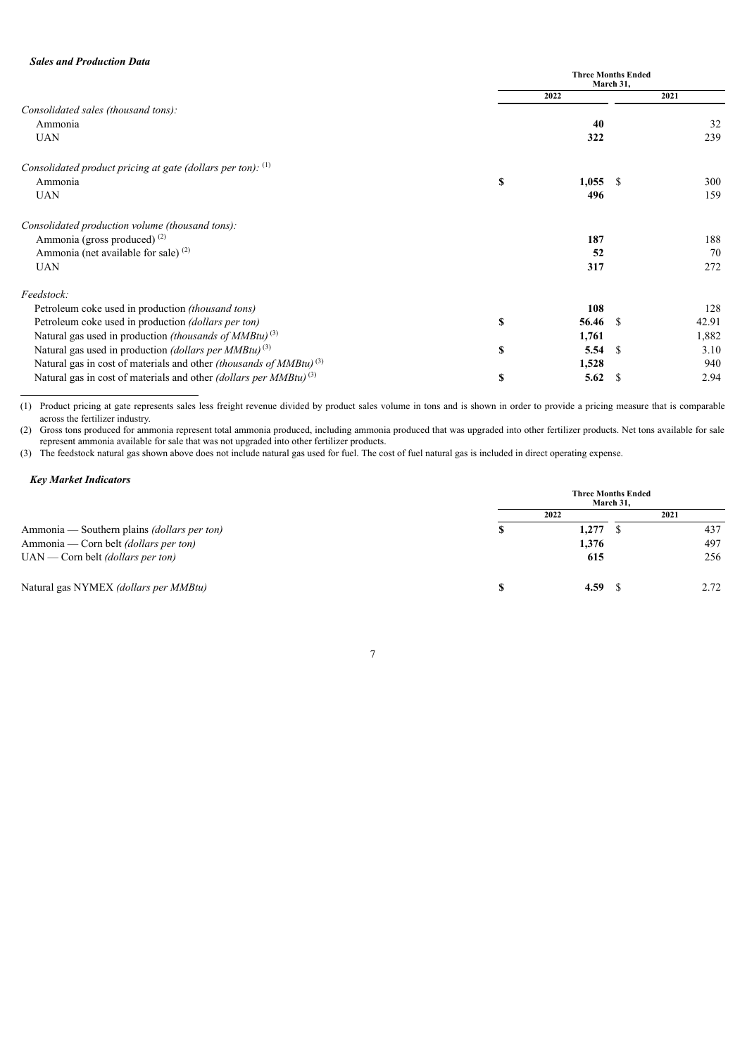### *Sales and Production Data*

| | Three Months Ended March 31, | |
|---|---|---|
| | 2022 | 2021 |
| *Consolidated sales (thousand tons):* | | |
| Ammonia | **40** | 32 |
| UAN | **322** | 239 |
| *Consolidated product pricing at gate (dollars per ton):* (1) | | |
| Ammonia | **$ 1,055** | $ 300 |
| UAN | **496** | 159 |
| *Consolidated production volume (thousand tons):* | | |
| Ammonia (gross produced) (2) | **187** | 188 |
| Ammonia (net available for sale) (2) | **52** | 70 |
| UAN | **317** | 272 |
| *Feedstock:* | | |
| Petroleum coke used in production *(thousand tons)* | **108** | 128 |
| Petroleum coke used in production *(dollars per ton)* | **$ 56.46** | $ 42.91 |
| Natural gas used in production *(thousands of MMBtu)* (3) | **1,761** | 1,882 |
| Natural gas used in production *(dollars per MMBtu)* (3) | **$ 5.54** | $ 3.10 |
| Natural gas in cost of materials and other *(thousands of MMBtu)* (3) | **1,528** | 940 |
| Natural gas in cost of materials and other *(dollars per MMBtu)* (3) | **$ 5.62** | $ 2.94 |

(1) Product pricing at gate represents sales less freight revenue divided by product sales volume in tons and is shown in order to provide a pricing measure that is comparable across the fertilizer industry.

(2) Gross tons produced for ammonia represent total ammonia produced, including ammonia produced that was upgraded into other fertilizer products. Net tons available for sale represent ammonia available for sale that was not upgraded into other fertilizer products.

(3) The feedstock natural gas shown above does not include natural gas used for fuel. The cost of fuel natural gas is included in direct operating expense.

### *Key Market Indicators*

| | Three Months Ended March 31, | |
|---|---|---|
| | 2022 | 2021 |
| Ammonia — Southern plains *(dollars per ton)* | **$ 1,277** | $ 437 |
| Ammonia — Corn belt *(dollars per ton)* | **1,376** | 497 |
| UAN — Corn belt *(dollars per ton)* | **615** | 256 |
| Natural gas NYMEX *(dollars per MMBtu)* | **$ 4.59** | $ 2.72 |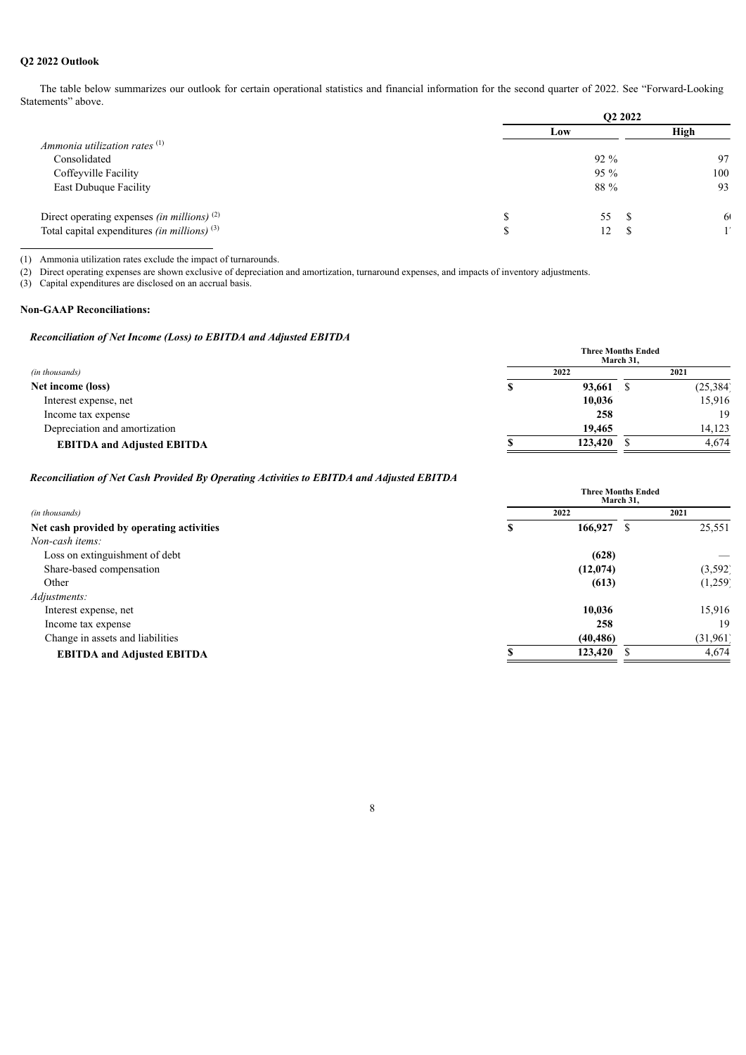**Q2 2022 Outlook**

The table below summarizes our outlook for certain operational statistics and financial information for the second quarter of 2022. See "Forward-Looking Statements" above.

| | Q2 2022 | |
|---|---|---|
| | Low | High |
| *Ammonia utilization rates* [(1)] | | |
| Consolidated | 92 % | 97 |
| Coffeyville Facility | 95 % | 100 |
| East Dubuque Facility | 88 % | 93 |
| Direct operating expenses *(in millions)* [(2)] | $ 55 | $ 6 |
| Total capital expenditures *(in millions)* [(3)] | $ 12 | $ 1 |

(1) Ammonia utilization rates exclude the impact of turnarounds.
(2) Direct operating expenses are shown exclusive of depreciation and amortization, turnaround expenses, and impacts of inventory adjustments.
(3) Capital expenditures are disclosed on an accrual basis.

**Non-GAAP Reconciliations:**

***Reconciliation of Net Income (Loss) to EBITDA and Adjusted EBITDA***

| | Three Months Ended March 31, | |
|---|---|---|
| *(in thousands)* | 2022 | 2021 |
| **Net income (loss)** | **$ 93,661** | $ (25,384) |
| Interest expense, net | **10,036** | 15,916 |
| Income tax expense | **258** | 19 |
| Depreciation and amortization | **19,465** | 14,123 |
| **EBITDA and Adjusted EBITDA** | **$ 123,420** | $ 4,674 |

***Reconciliation of Net Cash Provided By Operating Activities to EBITDA and Adjusted EBITDA***

| | Three Months Ended March 31, | |
|---|---|---|
| *(in thousands)* | 2022 | 2021 |
| **Net cash provided by operating activities** | **$ 166,927** | $ 25,551 |
| *Non-cash items:* | | |
| Loss on extinguishment of debt | **(628)** | — |
| Share-based compensation | **(12,074)** | (3,592) |
| Other | **(613)** | (1,259) |
| *Adjustments:* | | |
| Interest expense, net | **10,036** | 15,916 |
| Income tax expense | **258** | 19 |
| Change in assets and liabilities | **(40,486)** | (31,961) |
| **EBITDA and Adjusted EBITDA** | **$ 123,420** | $ 4,674 |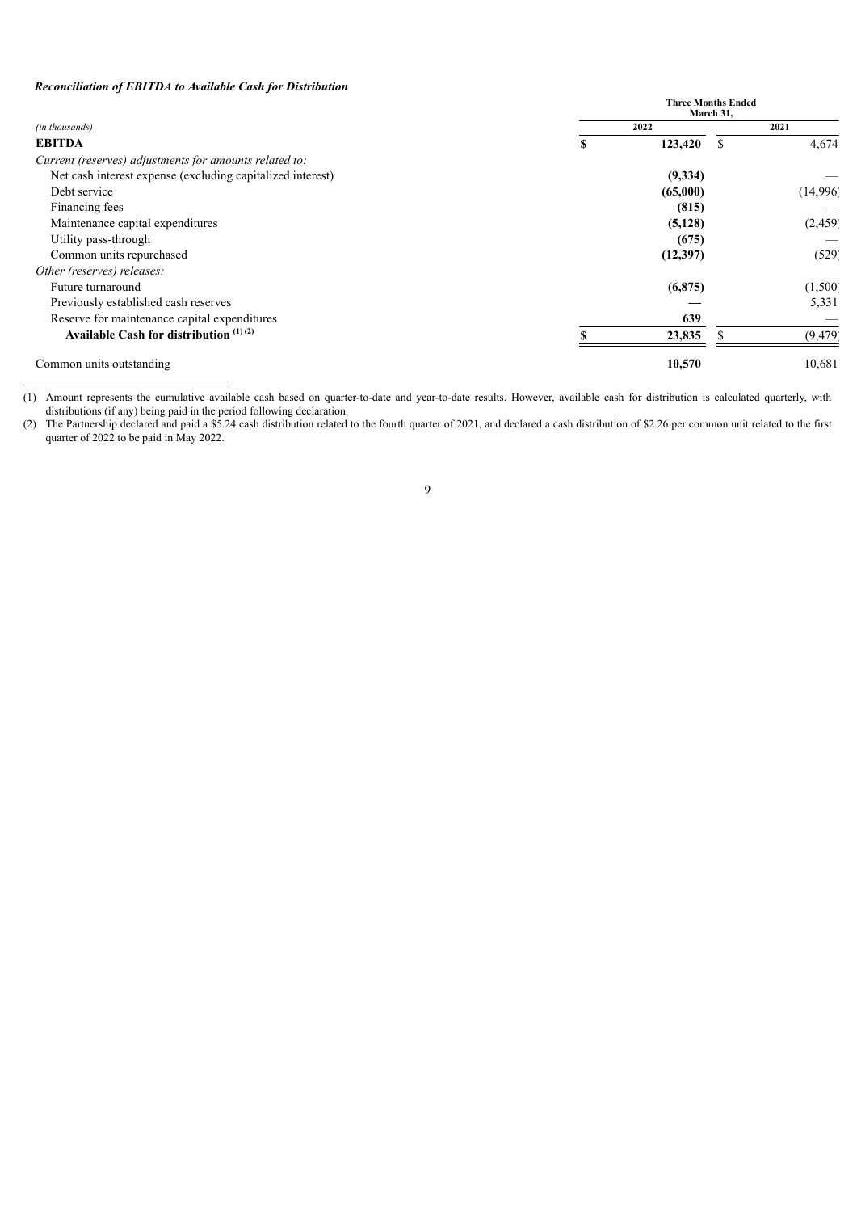***Reconciliation of EBITDA to Available Cash for Distribution***

| *(in thousands)* | Three Months Ended March 31, 2022 | Three Months Ended March 31, 2021 |
|---|---|---|
| **EBITDA** | **$ 123,420** | $ 4,674 |
| *Current (reserves) adjustments for amounts related to:* | | |
| Net cash interest expense (excluding capitalized interest) | **(9,334)** | — |
| Debt service | **(65,000)** | (14,996) |
| Financing fees | **(815)** | — |
| Maintenance capital expenditures | **(5,128)** | (2,459) |
| Utility pass-through | **(675)** | — |
| Common units repurchased | **(12,397)** | (529) |
| *Other (reserves) releases:* | | |
| Future turnaround | **(6,875)** | (1,500) |
| Previously established cash reserves | **—** | 5,331 |
| Reserve for maintenance capital expenditures | **639** | — |
| **Available Cash for distribution [(1) (2)]** | **$ 23,835** | $ (9,479) |
| Common units outstanding | **10,570** | 10,681 |

(1) Amount represents the cumulative available cash based on quarter-to-date and year-to-date results. However, available cash for distribution is calculated quarterly, with distributions (if any) being paid in the period following declaration.

(2) The Partnership declared and paid a $5.24 cash distribution related to the fourth quarter of 2021, and declared a cash distribution of $2.26 per common unit related to the first quarter of 2022 to be paid in May 2022.